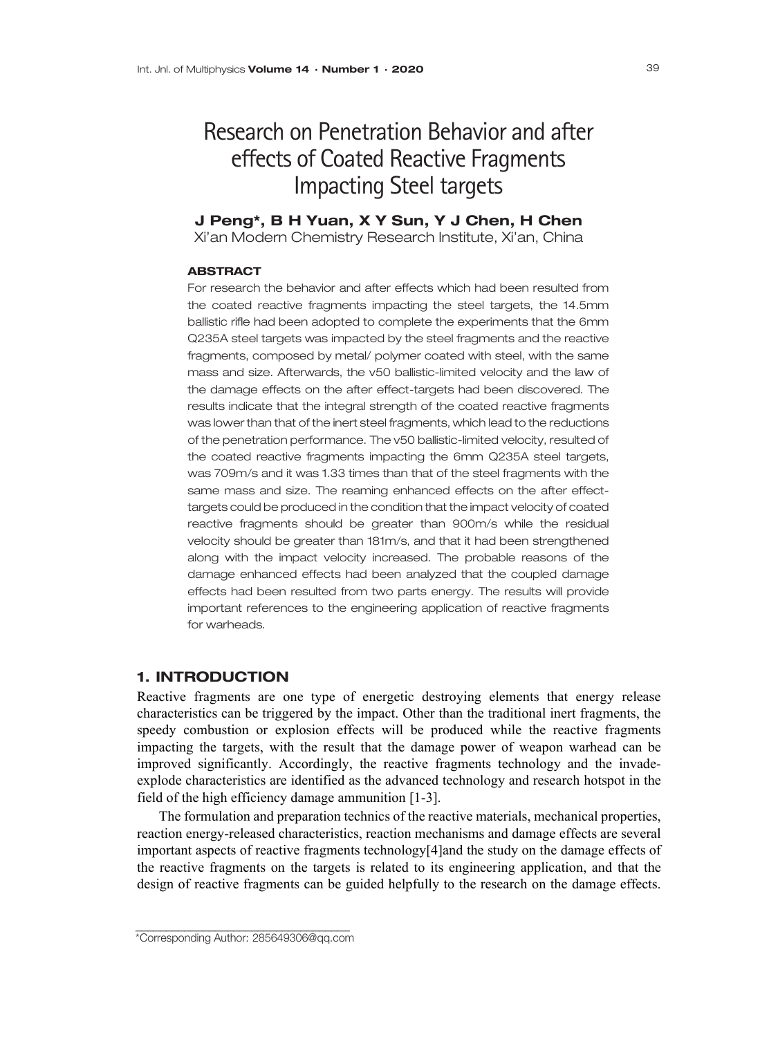# Research on Penetration Behavior and after effects of Coated Reactive Fragments Impacting Steel targets

**J Peng*, B H Yuan, X Y Sun, Y J Chen, H Chen**

Xi'an Modern Chemistry Research Institute, Xi'an, China

### ABSTRACT

For research the behavior and after effects which had been resulted from the coated reactive fragments impacting the steel targets, the 14.5mm ballistic rifle had been adopted to complete the experiments that the 6mm Q235A steel targets was impacted by the steel fragments and the reactive fragments, composed by metal/ polymer coated with steel, with the same mass and size. Afterwards, the v50 ballistic-limited velocity and the law of the damage effects on the after effect-targets had been discovered. The results indicate that the integral strength of the coated reactive fragments was lower than that of the inert steel fragments, which lead to the reductions of the penetration performance. The v50 ballistic-limited velocity, resulted of the coated reactive fragments impacting the 6mm Q235A steel targets, was 709m/s and it was 1.33 times than that of the steel fragments with the same mass and size. The reaming enhanced effects on the after effect-targets could be produced in the condition that the impact velocity of coated reactive fragments should be greater than 900m/s while the residual velocity should be greater than 181m/s, and that it had been strengthened along with the impact velocity increased. The probable reasons of the damage enhanced effects had been analyzed that the coupled damage effects had been resulted from two parts energy. The results will provide important references to the engineering application of reactive fragments for warheads.

## 1. INTRODUCTION

Reactive fragments are one type of energetic destroying elements that energy release characteristics can be triggered by the impact. Other than the traditional inert fragments, the speedy combustion or explosion effects will be produced while the reactive fragments impacting the targets, with the result that the damage power of weapon warhead can be improved significantly. Accordingly, the reactive fragments technology and the invade-explode characteristics are identified as the advanced technology and research hotspot in the field of the high efficiency damage ammunition [1-3].

The formulation and preparation technics of the reactive materials, mechanical properties, reaction energy-released characteristics, reaction mechanisms and damage effects are several important aspects of reactive fragments technology[4]and the study on the damage effects of the reactive fragments on the targets is related to its engineering application, and that the design of reactive fragments can be guided helpfully to the research on the damage effects.

*Corresponding Author: 285649306@qq.com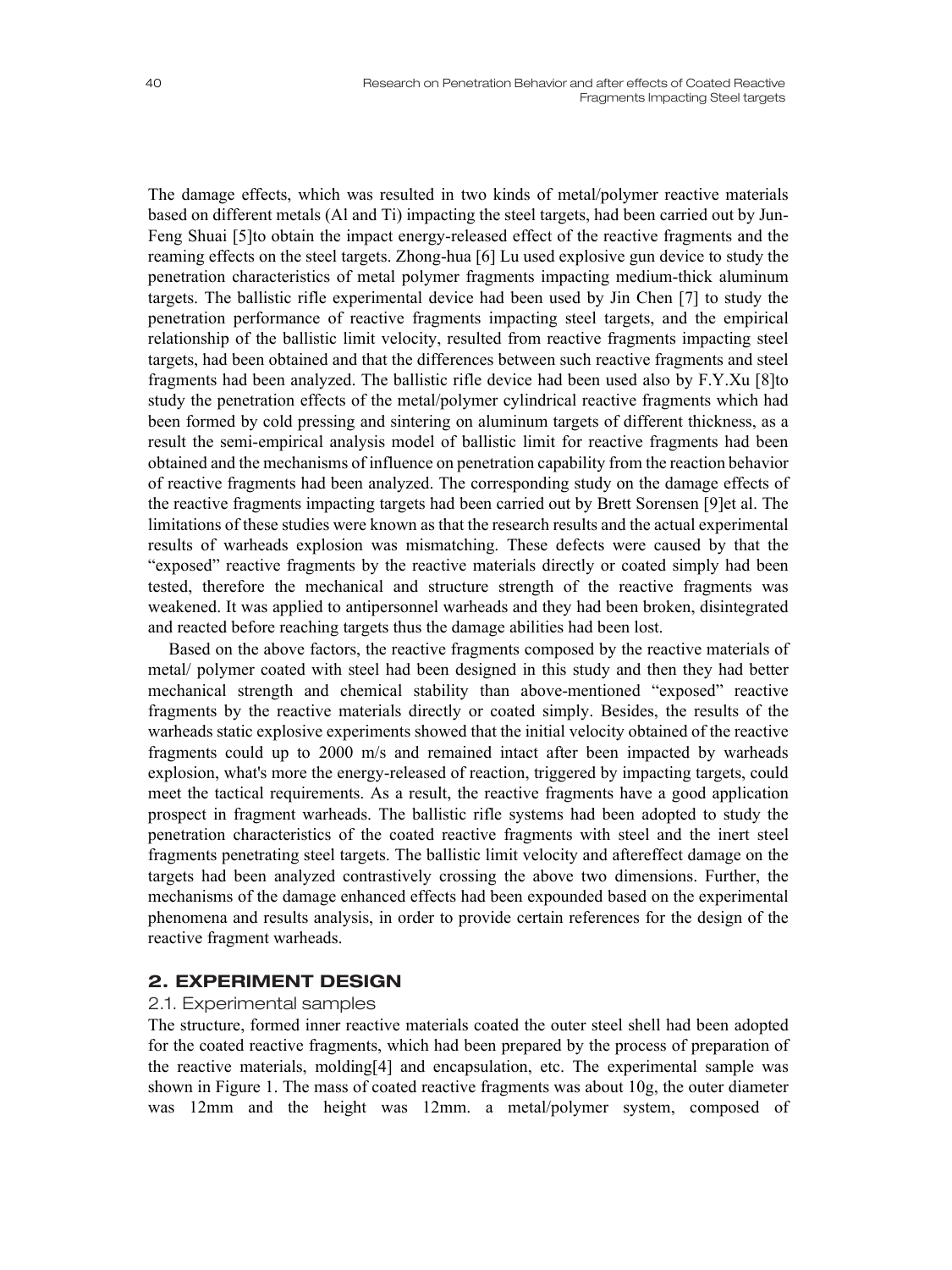The damage effects, which was resulted in two kinds of metal/polymer reactive materials based on different metals (Al and Ti) impacting the steel targets, had been carried out by Jun-Feng Shuai [5]to obtain the impact energy-released effect of the reactive fragments and the reaming effects on the steel targets. Zhong-hua [6] Lu used explosive gun device to study the penetration characteristics of metal polymer fragments impacting medium-thick aluminum targets. The ballistic rifle experimental device had been used by Jin Chen [7] to study the penetration performance of reactive fragments impacting steel targets, and the empirical relationship of the ballistic limit velocity, resulted from reactive fragments impacting steel targets, had been obtained and that the differences between such reactive fragments and steel fragments had been analyzed. The ballistic rifle device had been used also by F.Y.Xu [8]to study the penetration effects of the metal/polymer cylindrical reactive fragments which had been formed by cold pressing and sintering on aluminum targets of different thickness, as a result the semi-empirical analysis model of ballistic limit for reactive fragments had been obtained and the mechanisms of influence on penetration capability from the reaction behavior of reactive fragments had been analyzed. The corresponding study on the damage effects of the reactive fragments impacting targets had been carried out by Brett Sorensen [9]et al. The limitations of these studies were known as that the research results and the actual experimental results of warheads explosion was mismatching. These defects were caused by that the "exposed" reactive fragments by the reactive materials directly or coated simply had been tested, therefore the mechanical and structure strength of the reactive fragments was weakened. It was applied to antipersonnel warheads and they had been broken, disintegrated and reacted before reaching targets thus the damage abilities had been lost.

Based on the above factors, the reactive fragments composed by the reactive materials of metal/ polymer coated with steel had been designed in this study and then they had better mechanical strength and chemical stability than above-mentioned "exposed" reactive fragments by the reactive materials directly or coated simply. Besides, the results of the warheads static explosive experiments showed that the initial velocity obtained of the reactive fragments could up to 2000 m/s and remained intact after been impacted by warheads explosion, what's more the energy-released of reaction, triggered by impacting targets, could meet the tactical requirements. As a result, the reactive fragments have a good application prospect in fragment warheads. The ballistic rifle systems had been adopted to study the penetration characteristics of the coated reactive fragments with steel and the inert steel fragments penetrating steel targets. The ballistic limit velocity and aftereffect damage on the targets had been analyzed contrastively crossing the above two dimensions. Further, the mechanisms of the damage enhanced effects had been expounded based on the experimental phenomena and results analysis, in order to provide certain references for the design of the reactive fragment warheads.

## 2. EXPERIMENT DESIGN

### 2.1. Experimental samples

The structure, formed inner reactive materials coated the outer steel shell had been adopted for the coated reactive fragments, which had been prepared by the process of preparation of the reactive materials, molding[4] and encapsulation, etc. The experimental sample was shown in Figure 1. The mass of coated reactive fragments was about 10g, the outer diameter was 12mm and the height was 12mm. a metal/polymer system, composed of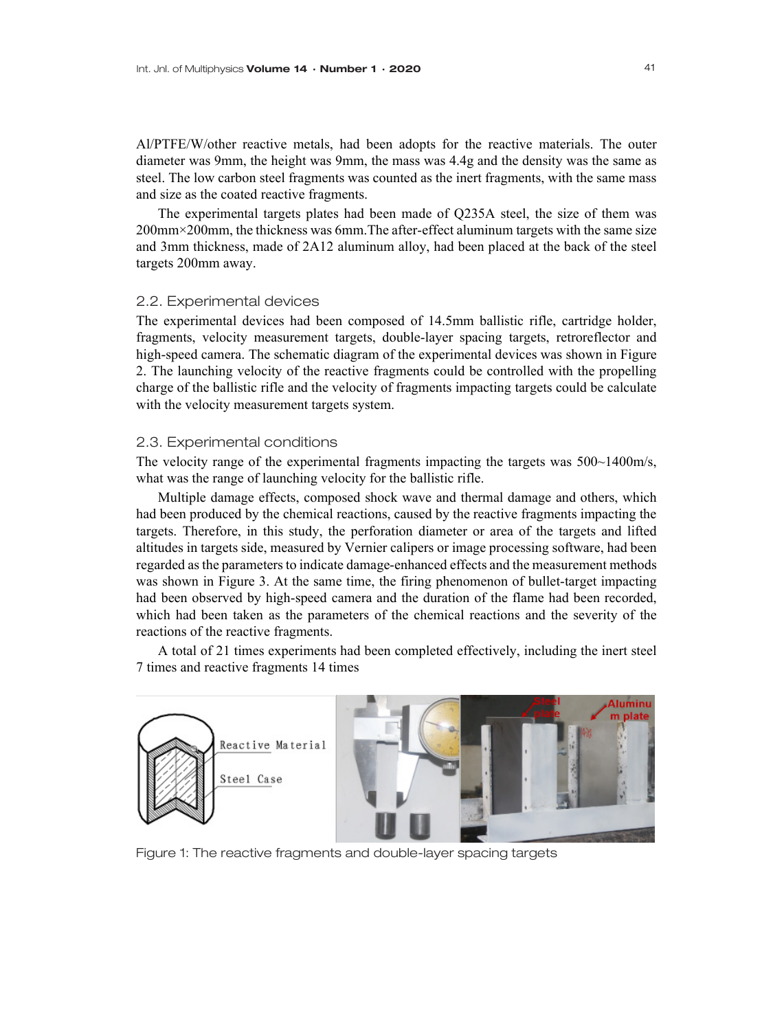Al/PTFE/W/other reactive metals, had been adopts for the reactive materials. The outer diameter was 9mm, the height was 9mm, the mass was 4.4g and the density was the same as steel. The low carbon steel fragments was counted as the inert fragments, with the same mass and size as the coated reactive fragments.

The experimental targets plates had been made of Q235A steel, the size of them was 200mm×200mm, the thickness was 6mm.The after-effect aluminum targets with the same size and 3mm thickness, made of 2A12 aluminum alloy, had been placed at the back of the steel targets 200mm away.

## 2.2. Experimental devices

The experimental devices had been composed of 14.5mm ballistic rifle, cartridge holder, fragments, velocity measurement targets, double-layer spacing targets, retroreflector and high-speed camera. The schematic diagram of the experimental devices was shown in Figure 2. The launching velocity of the reactive fragments could be controlled with the propelling charge of the ballistic rifle and the velocity of fragments impacting targets could be calculate with the velocity measurement targets system.

## 2.3. Experimental conditions

The velocity range of the experimental fragments impacting the targets was 500~1400m/s, what was the range of launching velocity for the ballistic rifle.

Multiple damage effects, composed shock wave and thermal damage and others, which had been produced by the chemical reactions, caused by the reactive fragments impacting the targets. Therefore, in this study, the perforation diameter or area of the targets and lifted altitudes in targets side, measured by Vernier calipers or image processing software, had been regarded as the parameters to indicate damage-enhanced effects and the measurement methods was shown in Figure 3. At the same time, the firing phenomenon of bullet-target impacting had been observed by high-speed camera and the duration of the flame had been recorded, which had been taken as the parameters of the chemical reactions and the severity of the reactions of the reactive fragments.

A total of 21 times experiments had been completed effectively, including the inert steel 7 times and reactive fragments 14 times

Figure 1: The reactive fragments and double-layer spacing targets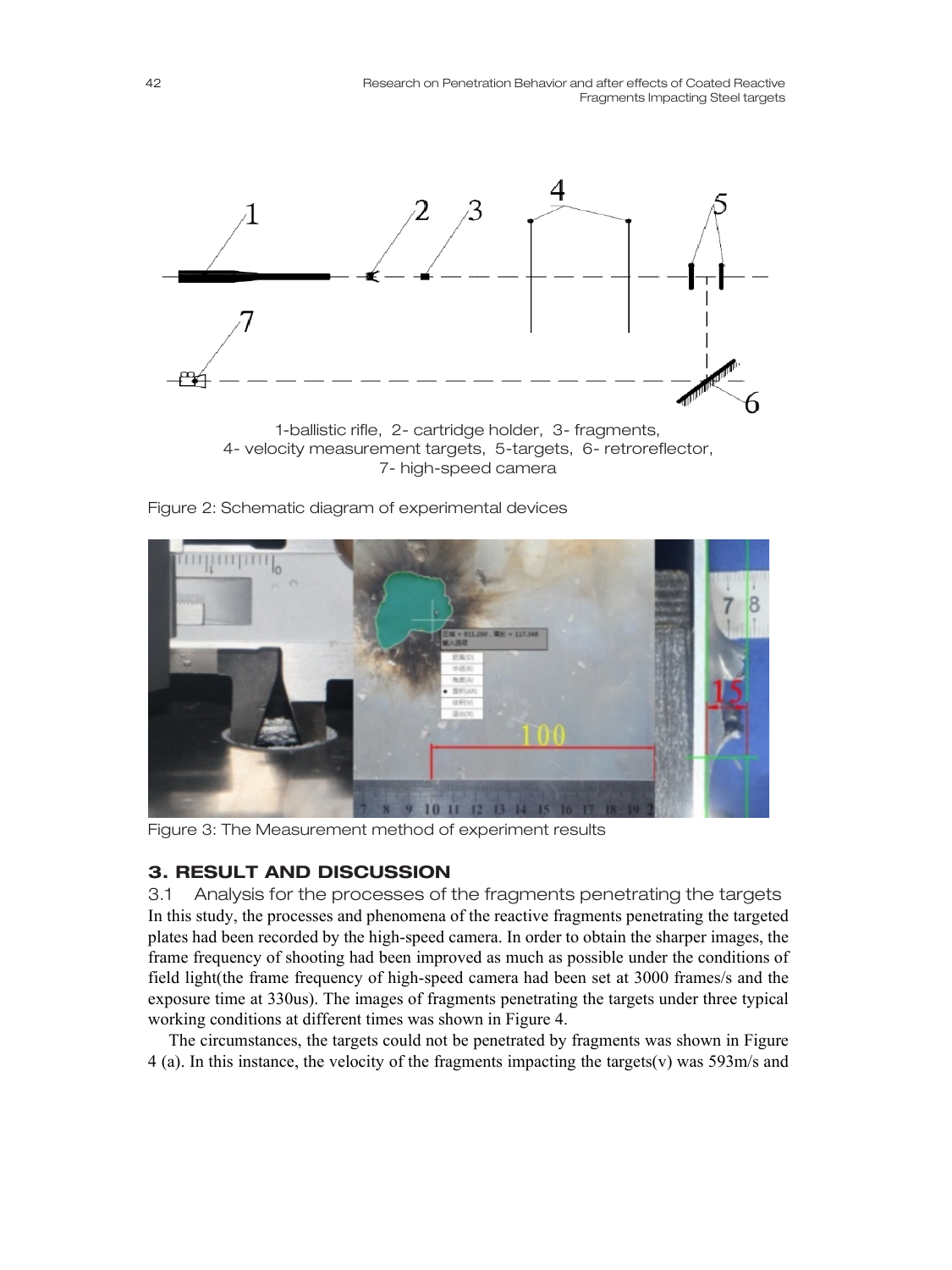1-ballistic rifle, 2- cartridge holder, 3- fragments, 4- velocity measurement targets, 5-targets, 6- retroreflector, 7- high-speed camera

Figure 2: Schematic diagram of experimental devices

Figure 3: The Measurement method of experiment results

## 3. RESULT AND DISCUSSION

### 3.1 Analysis for the processes of the fragments penetrating the targets

In this study, the processes and phenomena of the reactive fragments penetrating the targeted plates had been recorded by the high-speed camera. In order to obtain the sharper images, the frame frequency of shooting had been improved as much as possible under the conditions of field light(the frame frequency of high-speed camera had been set at 3000 frames/s and the exposure time at 330us). The images of fragments penetrating the targets under three typical working conditions at different times was shown in Figure 4.

The circumstances, the targets could not be penetrated by fragments was shown in Figure 4 (a). In this instance, the velocity of the fragments impacting the targets(v) was 593m/s and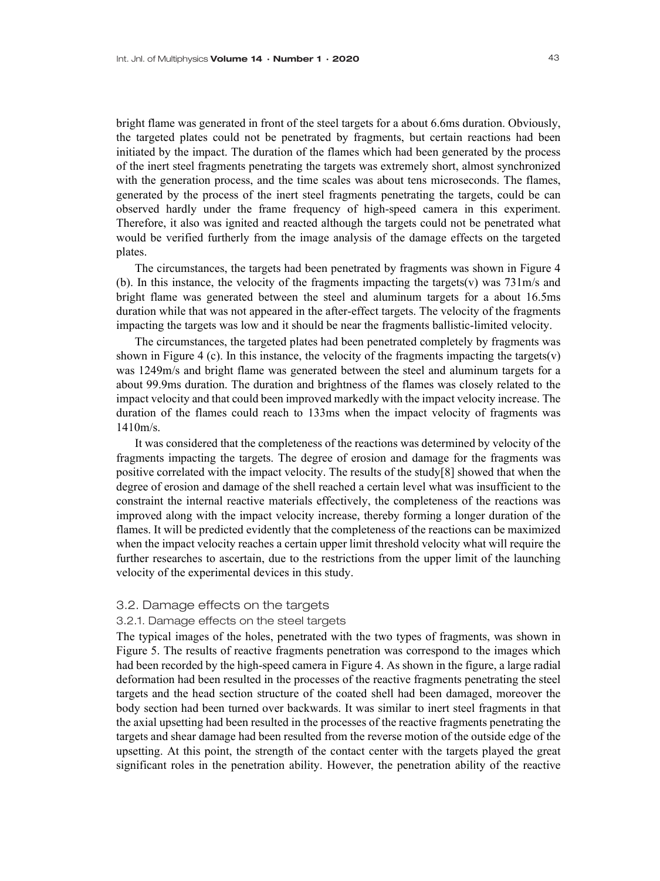bright flame was generated in front of the steel targets for a about 6.6ms duration. Obviously, the targeted plates could not be penetrated by fragments, but certain reactions had been initiated by the impact. The duration of the flames which had been generated by the process of the inert steel fragments penetrating the targets was extremely short, almost synchronized with the generation process, and the time scales was about tens microseconds. The flames, generated by the process of the inert steel fragments penetrating the targets, could be can observed hardly under the frame frequency of high-speed camera in this experiment. Therefore, it also was ignited and reacted although the targets could not be penetrated what would be verified furtherly from the image analysis of the damage effects on the targeted plates.

The circumstances, the targets had been penetrated by fragments was shown in Figure 4 (b). In this instance, the velocity of the fragments impacting the targets(v) was 731m/s and bright flame was generated between the steel and aluminum targets for a about 16.5ms duration while that was not appeared in the after-effect targets. The velocity of the fragments impacting the targets was low and it should be near the fragments ballistic-limited velocity.

The circumstances, the targeted plates had been penetrated completely by fragments was shown in Figure 4 (c). In this instance, the velocity of the fragments impacting the targets(v) was 1249m/s and bright flame was generated between the steel and aluminum targets for a about 99.9ms duration. The duration and brightness of the flames was closely related to the impact velocity and that could been improved markedly with the impact velocity increase. The duration of the flames could reach to 133ms when the impact velocity of fragments was 1410m/s.

It was considered that the completeness of the reactions was determined by velocity of the fragments impacting the targets. The degree of erosion and damage for the fragments was positive correlated with the impact velocity. The results of the study[8] showed that when the degree of erosion and damage of the shell reached a certain level what was insufficient to the constraint the internal reactive materials effectively, the completeness of the reactions was improved along with the impact velocity increase, thereby forming a longer duration of the flames. It will be predicted evidently that the completeness of the reactions can be maximized when the impact velocity reaches a certain upper limit threshold velocity what will require the further researches to ascertain, due to the restrictions from the upper limit of the launching velocity of the experimental devices in this study.

### 3.2. Damage effects on the targets

#### 3.2.1. Damage effects on the steel targets

The typical images of the holes, penetrated with the two types of fragments, was shown in Figure 5. The results of reactive fragments penetration was correspond to the images which had been recorded by the high-speed camera in Figure 4. As shown in the figure, a large radial deformation had been resulted in the processes of the reactive fragments penetrating the steel targets and the head section structure of the coated shell had been damaged, moreover the body section had been turned over backwards. It was similar to inert steel fragments in that the axial upsetting had been resulted in the processes of the reactive fragments penetrating the targets and shear damage had been resulted from the reverse motion of the outside edge of the upsetting. At this point, the strength of the contact center with the targets played the great significant roles in the penetration ability. However, the penetration ability of the reactive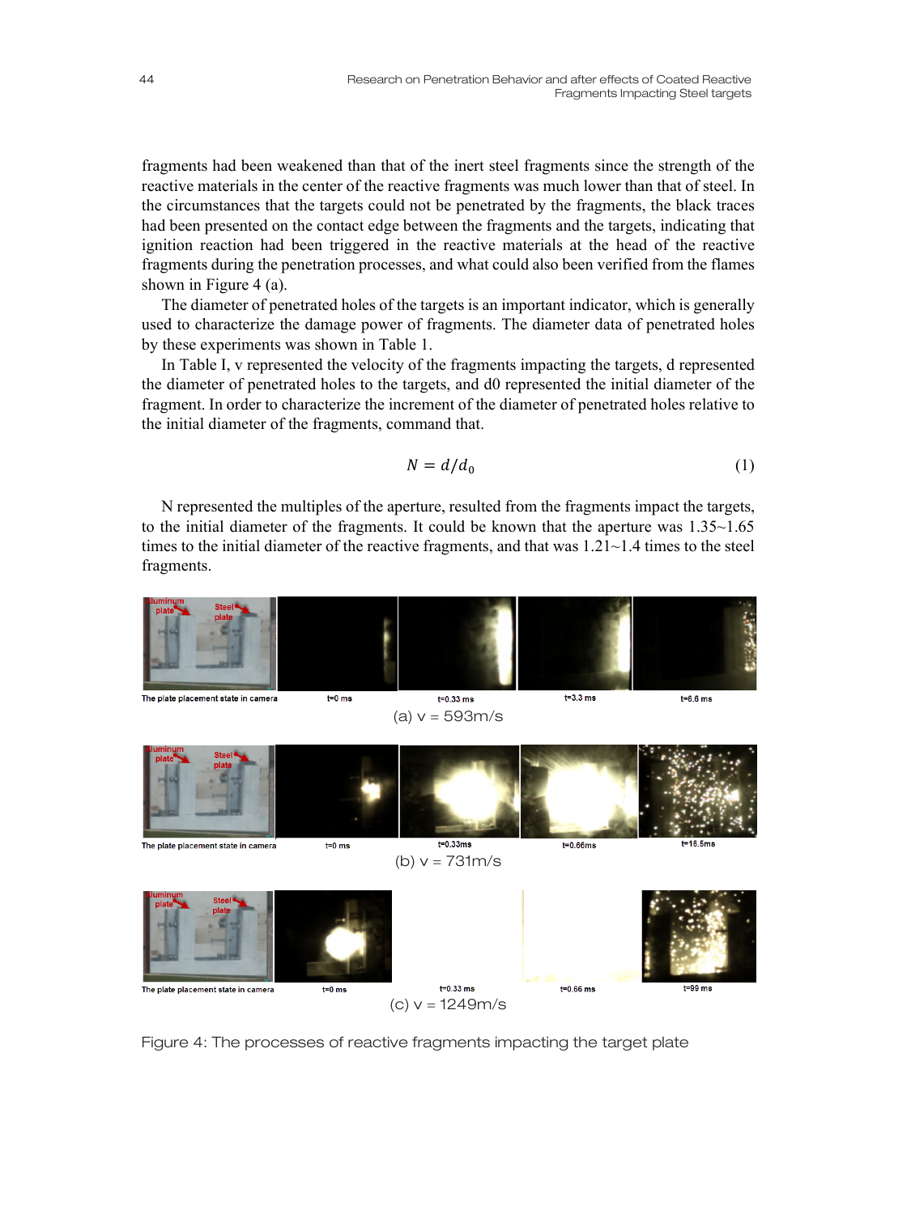fragments had been weakened than that of the inert steel fragments since the strength of the reactive materials in the center of the reactive fragments was much lower than that of steel. In the circumstances that the targets could not be penetrated by the fragments, the black traces had been presented on the contact edge between the fragments and the targets, indicating that ignition reaction had been triggered in the reactive materials at the head of the reactive fragments during the penetration processes, and what could also been verified from the flames shown in Figure 4 (a).

The diameter of penetrated holes of the targets is an important indicator, which is generally used to characterize the damage power of fragments. The diameter data of penetrated holes by these experiments was shown in Table 1.

In Table I, v represented the velocity of the fragments impacting the targets, d represented the diameter of penetrated holes to the targets, and d0 represented the initial diameter of the fragment. In order to characterize the increment of the diameter of penetrated holes relative to the initial diameter of the fragments, command that.

$$N = d/d_0 \tag{1}$$

N represented the multiples of the aperture, resulted from the fragments impact the targets, to the initial diameter of the fragments. It could be known that the aperture was 1.35~1.65 times to the initial diameter of the reactive fragments, and that was 1.21~1.4 times to the steel fragments.

Aluminum plate, Steel plate, The plate placement state in camera, t=0 ms, t=0.33 ms, t=3.3 ms, t=6.6 ms

(a) v = 593m/s

Aluminum plate, Steel plate, The plate placement state in camera, t=0 ms, t=0.33ms, t=0.66ms, t=16.5ms

(b) v = 731m/s

Aluminum plate, Steel plate, The plate placement state in camera, t=0 ms, t=0.33 ms, t=0.66 ms, t=99 ms

(c) v = 1249m/s

Figure 4: The processes of reactive fragments impacting the target plate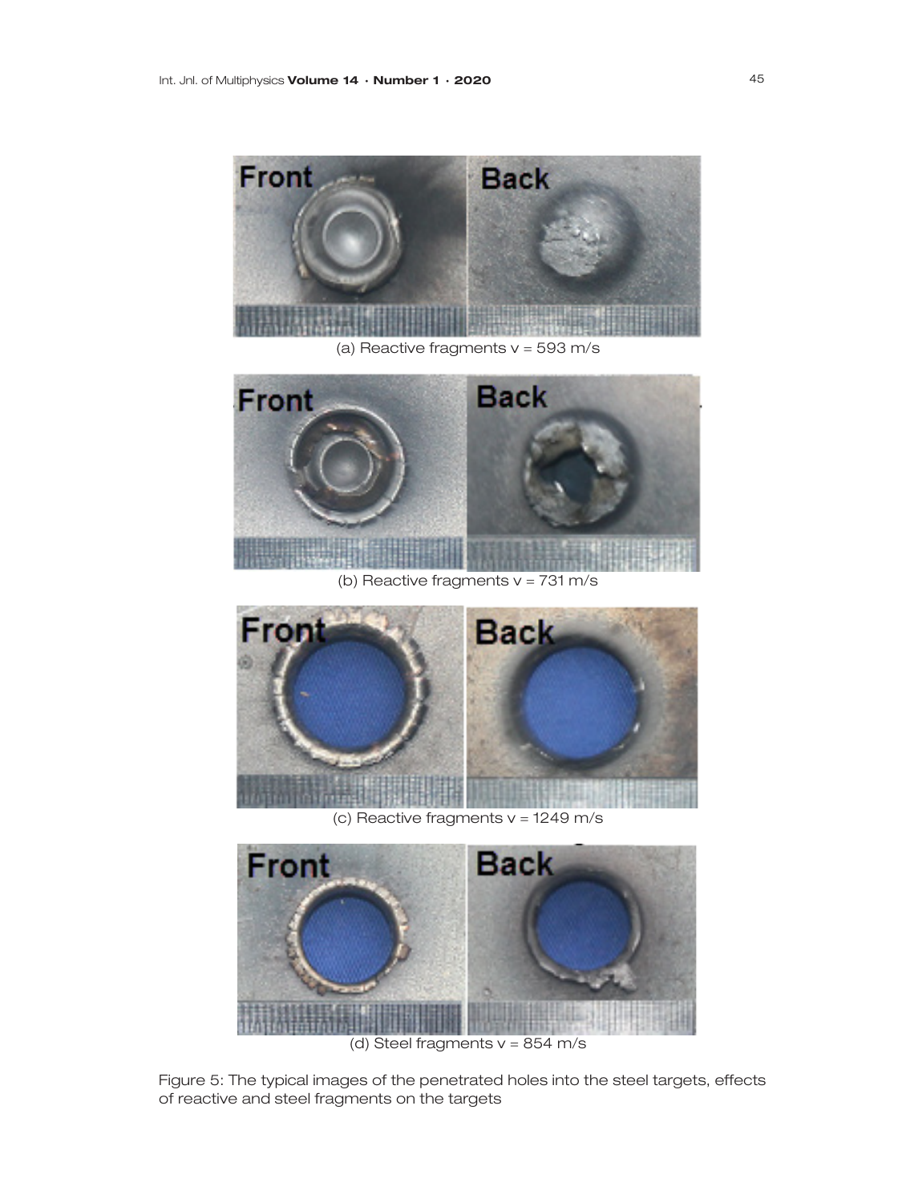Front Back

(a) Reactive fragments v = 593 m/s

Front Back

(b) Reactive fragments v = 731 m/s

Front Back

(c) Reactive fragments v = 1249 m/s

Front Back

(d) Steel fragments v = 854 m/s

Figure 5: The typical images of the penetrated holes into the steel targets, effects of reactive and steel fragments on the targets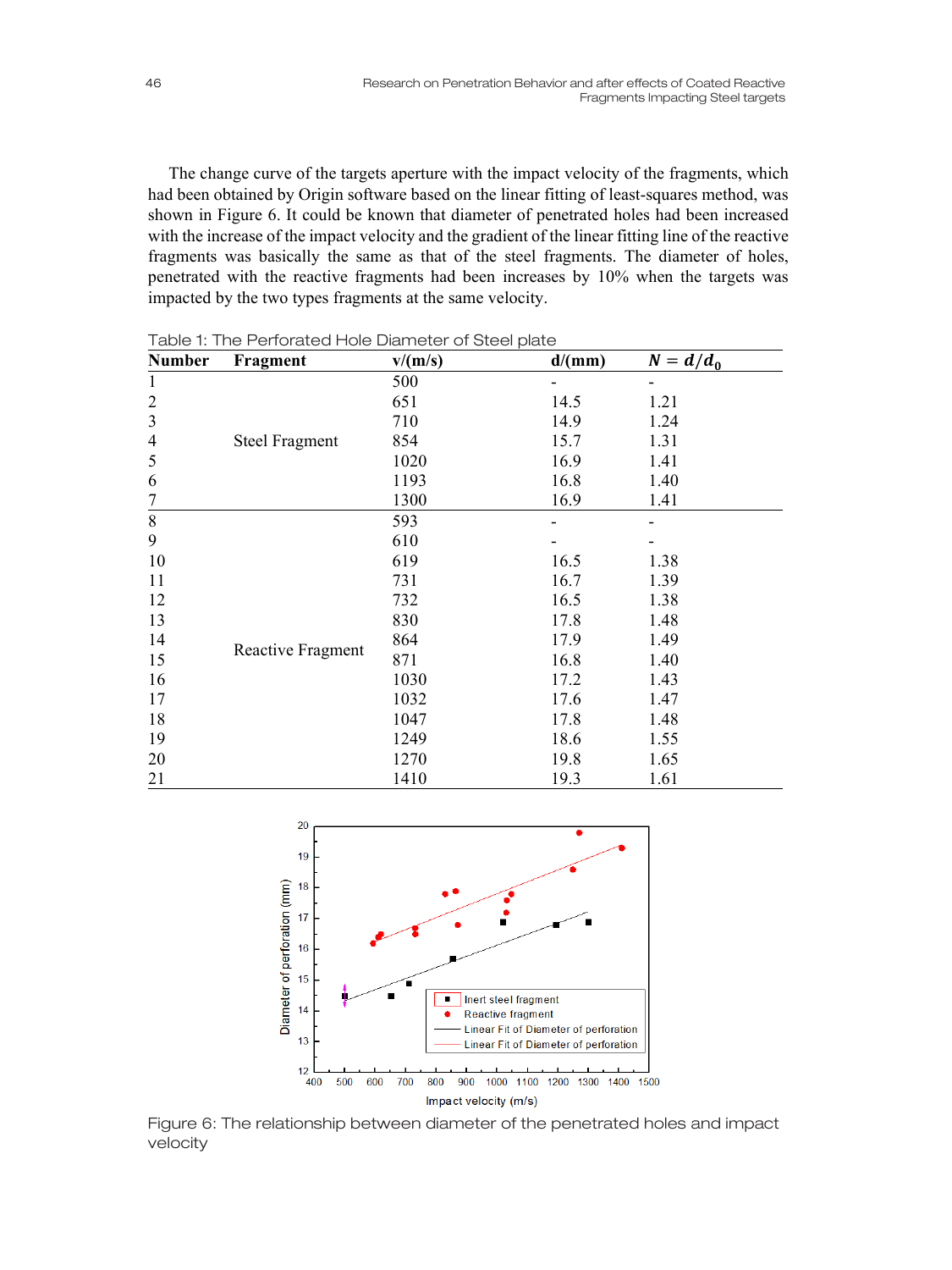The change curve of the targets aperture with the impact velocity of the fragments, which had been obtained by Origin software based on the linear fitting of least-squares method, was shown in Figure 6. It could be known that diameter of penetrated holes had been increased with the increase of the impact velocity and the gradient of the linear fitting line of the reactive fragments was basically the same as that of the steel fragments. The diameter of holes, penetrated with the reactive fragments had been increases by 10% when the targets was impacted by the two types fragments at the same velocity.

Table 1: The Perforated Hole Diameter of Steel plate

| Number | Fragment | v/(m/s) | d/(mm) | $N = d/d_0$ |
|---|---|---|---|---|
| 1 | Steel Fragment | 500 | - | - |
| 2 | | 651 | 14.5 | 1.21 |
| 3 | | 710 | 14.9 | 1.24 |
| 4 | | 854 | 15.7 | 1.31 |
| 5 | | 1020 | 16.9 | 1.41 |
| 6 | | 1193 | 16.8 | 1.40 |
| 7 | | 1300 | 16.9 | 1.41 |
| 8 | Reactive Fragment | 593 | - | - |
| 9 | | 610 | - | - |
| 10 | | 619 | 16.5 | 1.38 |
| 11 | | 731 | 16.7 | 1.39 |
| 12 | | 732 | 16.5 | 1.38 |
| 13 | | 830 | 17.8 | 1.48 |
| 14 | | 864 | 17.9 | 1.49 |
| 15 | | 871 | 16.8 | 1.40 |
| 16 | | 1030 | 17.2 | 1.43 |
| 17 | | 1032 | 17.6 | 1.47 |
| 18 | | 1047 | 17.8 | 1.48 |
| 19 | | 1249 | 18.6 | 1.55 |
| 20 | | 1270 | 19.8 | 1.65 |
| 21 | | 1410 | 19.3 | 1.61 |

Figure 6: The relationship between diameter of the penetrated holes and impact velocity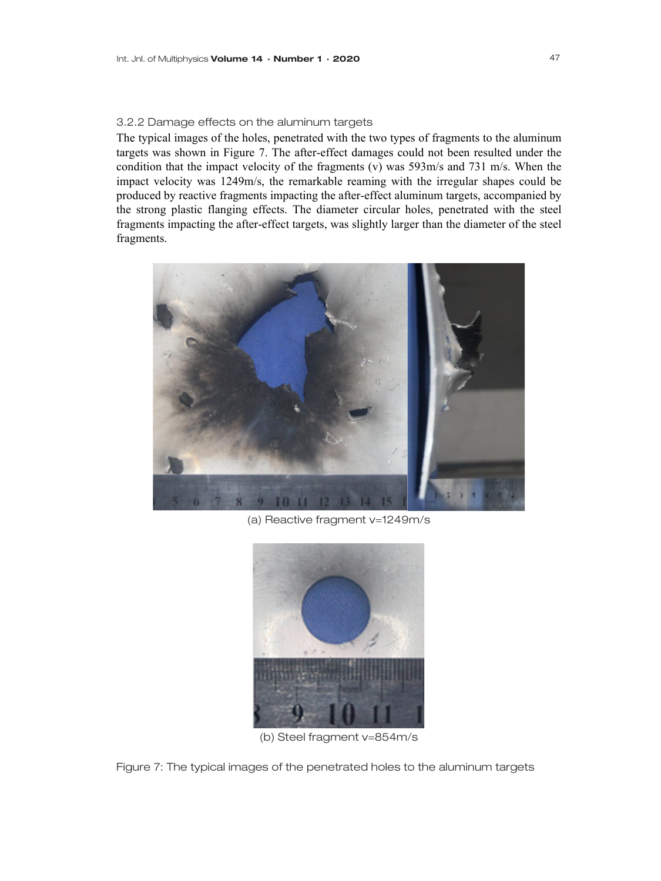### 3.2.2 Damage effects on the aluminum targets

The typical images of the holes, penetrated with the two types of fragments to the aluminum targets was shown in Figure 7. The after-effect damages could not been resulted under the condition that the impact velocity of the fragments (v) was 593m/s and 731 m/s. When the impact velocity was 1249m/s, the remarkable reaming with the irregular shapes could be produced by reactive fragments impacting the after-effect aluminum targets, accompanied by the strong plastic flanging effects. The diameter circular holes, penetrated with the steel fragments impacting the after-effect targets, was slightly larger than the diameter of the steel fragments.

(a) Reactive fragment v=1249m/s

(b) Steel fragment v=854m/s

Figure 7: The typical images of the penetrated holes to the aluminum targets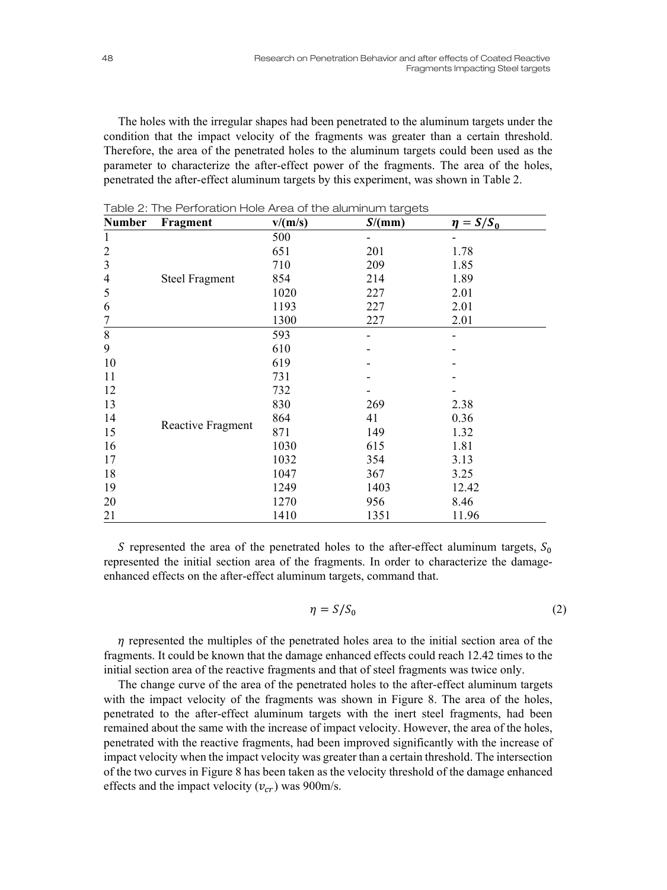The holes with the irregular shapes had been penetrated to the aluminum targets under the condition that the impact velocity of the fragments was greater than a certain threshold. Therefore, the area of the penetrated holes to the aluminum targets could been used as the parameter to characterize the after-effect power of the fragments. The area of the holes, penetrated the after-effect aluminum targets by this experiment, was shown in Table 2.

Table 2: The Perforation Hole Area of the aluminum targets

| Number | Fragment | v/(m/s) | $S$/(mm) | $\eta = S/S_0$ |
|---|---|---|---|---|
| 1 | Steel Fragment | 500 | - | - |
| 2 | | 651 | 201 | 1.78 |
| 3 | | 710 | 209 | 1.85 |
| 4 | | 854 | 214 | 1.89 |
| 5 | | 1020 | 227 | 2.01 |
| 6 | | 1193 | 227 | 2.01 |
| 7 | | 1300 | 227 | 2.01 |
| 8 | Reactive Fragment | 593 | - | - |
| 9 | | 610 | - | - |
| 10 | | 619 | - | - |
| 11 | | 731 | - | - |
| 12 | | 732 | - | - |
| 13 | | 830 | 269 | 2.38 |
| 14 | | 864 | 41 | 0.36 |
| 15 | | 871 | 149 | 1.32 |
| 16 | | 1030 | 615 | 1.81 |
| 17 | | 1032 | 354 | 3.13 |
| 18 | | 1047 | 367 | 3.25 |
| 19 | | 1249 | 1403 | 12.42 |
| 20 | | 1270 | 956 | 8.46 |
| 21 | | 1410 | 1351 | 11.96 |

$S$ represented the area of the penetrated holes to the after-effect aluminum targets, $S_0$ represented the initial section area of the fragments. In order to characterize the damage-enhanced effects on the after-effect aluminum targets, command that.

$$\eta = S/S_0 \tag{2}$$

$\eta$ represented the multiples of the penetrated holes area to the initial section area of the fragments. It could be known that the damage enhanced effects could reach 12.42 times to the initial section area of the reactive fragments and that of steel fragments was twice only.

The change curve of the area of the penetrated holes to the after-effect aluminum targets with the impact velocity of the fragments was shown in Figure 8. The area of the holes, penetrated to the after-effect aluminum targets with the inert steel fragments, had been remained about the same with the increase of impact velocity. However, the area of the holes, penetrated with the reactive fragments, had been improved significantly with the increase of impact velocity when the impact velocity was greater than a certain threshold. The intersection of the two curves in Figure 8 has been taken as the velocity threshold of the damage enhanced effects and the impact velocity ($v_{cr}$) was 900m/s.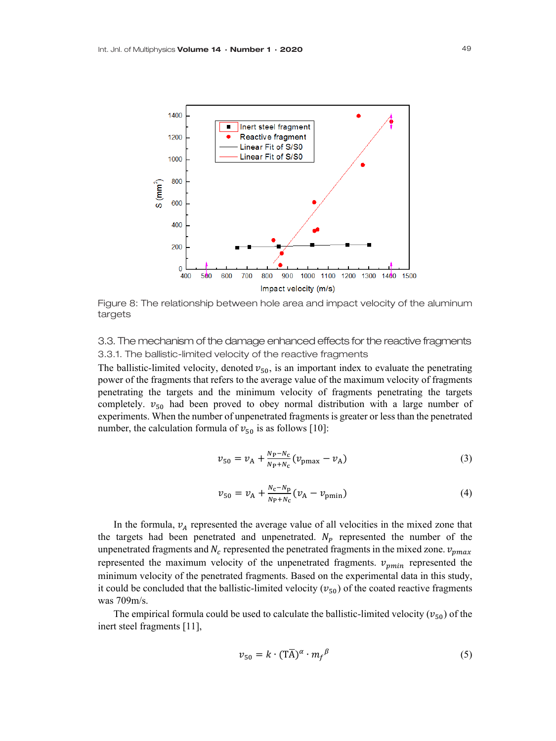Figure 8: The relationship between hole area and impact velocity of the aluminum targets

## 3.3. The mechanism of the damage enhanced effects for the reactive fragments

### 3.3.1. The ballistic-limited velocity of the reactive fragments

The ballistic-limited velocity, denoted $v_{50}$, is an important index to evaluate the penetrating power of the fragments that refers to the average value of the maximum velocity of fragments penetrating the targets and the minimum velocity of fragments penetrating the targets completely. $v_{50}$ had been proved to obey normal distribution with a large number of experiments. When the number of unpenetrated fragments is greater or less than the penetrated number, the calculation formula of $v_{50}$ is as follows [10]:

$$v_{50} = v_{\mathrm{A}} + \frac{N_{\mathrm{P}} - N_{\mathrm{c}}}{N_{\mathrm{P}} + N_{\mathrm{c}}}(v_{\mathrm{pmax}} - v_{\mathrm{A}}) \tag{3}$$

$$v_{50} = v_{\mathrm{A}} + \frac{N_{\mathrm{c}} - N_{\mathrm{p}}}{N_{\mathrm{P}} + N_{\mathrm{c}}}(v_{\mathrm{A}} - v_{\mathrm{pmin}}) \tag{4}$$

In the formula, $v_A$ represented the average value of all velocities in the mixed zone that the targets had been penetrated and unpenetrated. $N_P$ represented the number of the unpenetrated fragments and $N_c$ represented the penetrated fragments in the mixed zone. $v_{pmax}$ represented the maximum velocity of the unpenetrated fragments. $v_{pmin}$ represented the minimum velocity of the penetrated fragments. Based on the experimental data in this study, it could be concluded that the ballistic-limited velocity ($v_{50}$) of the coated reactive fragments was 709m/s.

The empirical formula could be used to calculate the ballistic-limited velocity ($v_{50}$) of the inert steel fragments [11],

$$v_{50} = k \cdot (\mathrm{T}\overline{\mathrm{A}})^{\alpha} \cdot {m_f}^{\beta} \tag{5}$$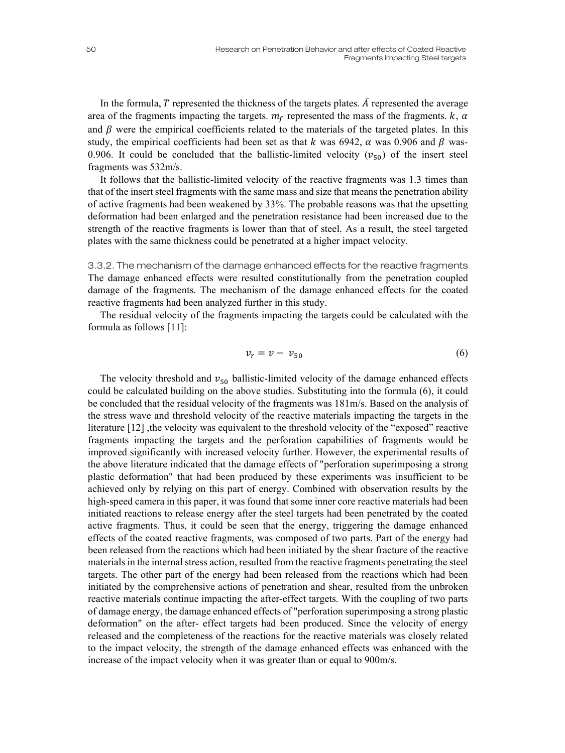In the formula, $T$ represented the thickness of the targets plates. $\bar{A}$ represented the average area of the fragments impacting the targets. $m_f$ represented the mass of the fragments. $k$, $\alpha$ and $\beta$ were the empirical coefficients related to the materials of the targeted plates. In this study, the empirical coefficients had been set as that $k$ was 6942, $\alpha$ was 0.906 and $\beta$ was-0.906. It could be concluded that the ballistic-limited velocity ($v_{50}$) of the insert steel fragments was 532m/s.

It follows that the ballistic-limited velocity of the reactive fragments was 1.3 times than that of the insert steel fragments with the same mass and size that means the penetration ability of active fragments had been weakened by 33%. The probable reasons was that the upsetting deformation had been enlarged and the penetration resistance had been increased due to the strength of the reactive fragments is lower than that of steel. As a result, the steel targeted plates with the same thickness could be penetrated at a higher impact velocity.

### 3.3.2. The mechanism of the damage enhanced effects for the reactive fragments

The damage enhanced effects were resulted constitutionally from the penetration coupled damage of the fragments. The mechanism of the damage enhanced effects for the coated reactive fragments had been analyzed further in this study.

The residual velocity of the fragments impacting the targets could be calculated with the formula as follows [11]:

$$v_r = v - v_{50} \tag{6}$$

The velocity threshold and $v_{50}$ ballistic-limited velocity of the damage enhanced effects could be calculated building on the above studies. Substituting into the formula (6), it could be concluded that the residual velocity of the fragments was 181m/s. Based on the analysis of the stress wave and threshold velocity of the reactive materials impacting the targets in the literature [12] ,the velocity was equivalent to the threshold velocity of the "exposed" reactive fragments impacting the targets and the perforation capabilities of fragments would be improved significantly with increased velocity further. However, the experimental results of the above literature indicated that the damage effects of "perforation superimposing a strong plastic deformation" that had been produced by these experiments was insufficient to be achieved only by relying on this part of energy. Combined with observation results by the high-speed camera in this paper, it was found that some inner core reactive materials had been initiated reactions to release energy after the steel targets had been penetrated by the coated active fragments. Thus, it could be seen that the energy, triggering the damage enhanced effects of the coated reactive fragments, was composed of two parts. Part of the energy had been released from the reactions which had been initiated by the shear fracture of the reactive materials in the internal stress action, resulted from the reactive fragments penetrating the steel targets. The other part of the energy had been released from the reactions which had been initiated by the comprehensive actions of penetration and shear, resulted from the unbroken reactive materials continue impacting the after-effect targets. With the coupling of two parts of damage energy, the damage enhanced effects of "perforation superimposing a strong plastic deformation" on the after- effect targets had been produced. Since the velocity of energy released and the completeness of the reactions for the reactive materials was closely related to the impact velocity, the strength of the damage enhanced effects was enhanced with the increase of the impact velocity when it was greater than or equal to 900m/s.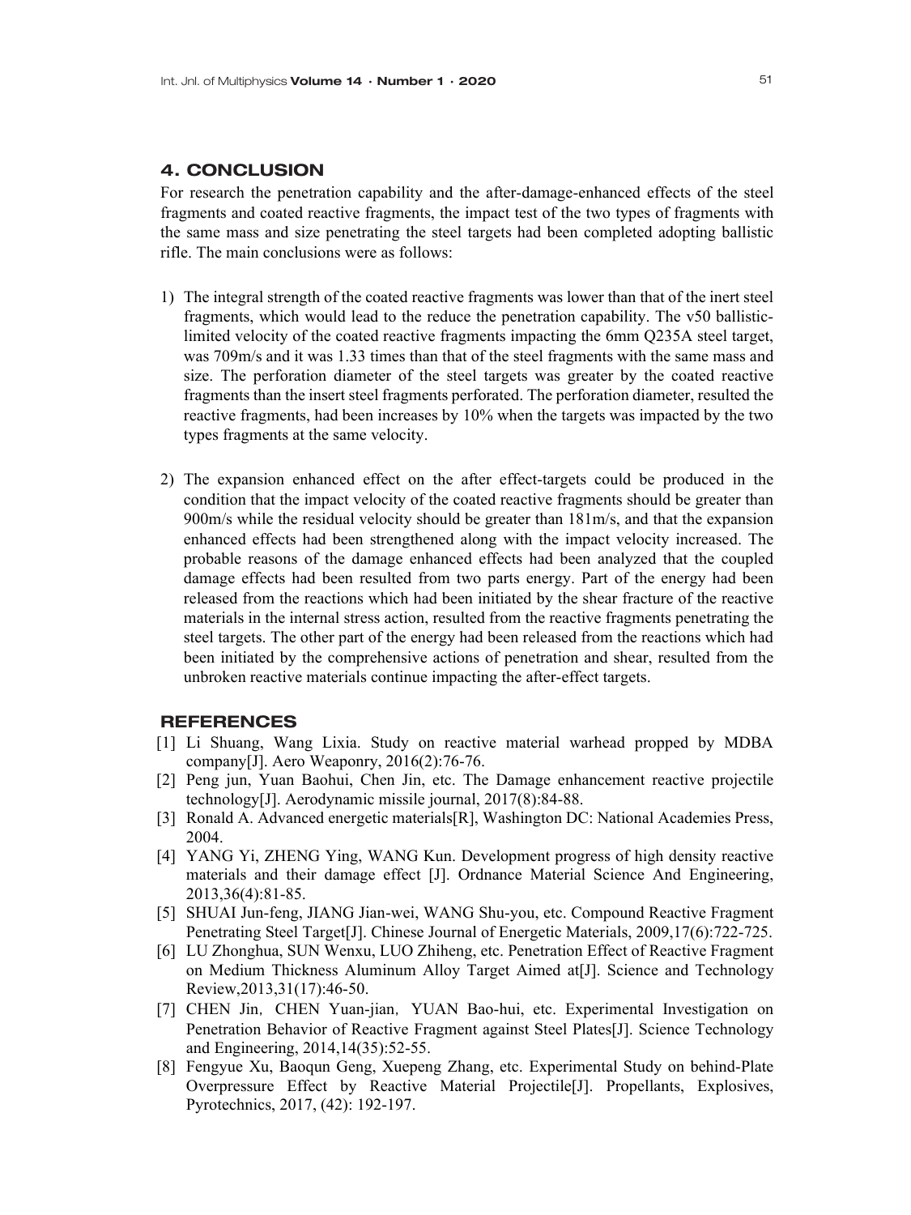## 4. CONCLUSION

For research the penetration capability and the after-damage-enhanced effects of the steel fragments and coated reactive fragments, the impact test of the two types of fragments with the same mass and size penetrating the steel targets had been completed adopting ballistic rifle. The main conclusions were as follows:

1) The integral strength of the coated reactive fragments was lower than that of the inert steel fragments, which would lead to the reduce the penetration capability. The v50 ballistic-limited velocity of the coated reactive fragments impacting the 6mm Q235A steel target, was 709m/s and it was 1.33 times than that of the steel fragments with the same mass and size. The perforation diameter of the steel targets was greater by the coated reactive fragments than the insert steel fragments perforated. The perforation diameter, resulted the reactive fragments, had been increases by 10% when the targets was impacted by the two types fragments at the same velocity.

2) The expansion enhanced effect on the after effect-targets could be produced in the condition that the impact velocity of the coated reactive fragments should be greater than 900m/s while the residual velocity should be greater than 181m/s, and that the expansion enhanced effects had been strengthened along with the impact velocity increased. The probable reasons of the damage enhanced effects had been analyzed that the coupled damage effects had been resulted from two parts energy. Part of the energy had been released from the reactions which had been initiated by the shear fracture of the reactive materials in the internal stress action, resulted from the reactive fragments penetrating the steel targets. The other part of the energy had been released from the reactions which had been initiated by the comprehensive actions of penetration and shear, resulted from the unbroken reactive materials continue impacting the after-effect targets.

## REFERENCES

[1] Li Shuang, Wang Lixia. Study on reactive material warhead propped by MDBA company[J]. Aero Weaponry, 2016(2):76-76.

[2] Peng jun, Yuan Baohui, Chen Jin, etc. The Damage enhancement reactive projectile technology[J]. Aerodynamic missile journal, 2017(8):84-88.

[3] Ronald A. Advanced energetic materials[R], Washington DC: National Academies Press, 2004.

[4] YANG Yi, ZHENG Ying, WANG Kun. Development progress of high density reactive materials and their damage effect [J]. Ordnance Material Science And Engineering, 2013,36(4):81-85.

[5] SHUAI Jun-feng, JIANG Jian-wei, WANG Shu-you, etc. Compound Reactive Fragment Penetrating Steel Target[J]. Chinese Journal of Energetic Materials, 2009,17(6):722-725.

[6] LU Zhonghua, SUN Wenxu, LUO Zhiheng, etc. Penetration Effect of Reactive Fragment on Medium Thickness Aluminum Alloy Target Aimed at[J]. Science and Technology Review,2013,31(17):46-50.

[7] CHEN Jin, CHEN Yuan-jian, YUAN Bao-hui, etc. Experimental Investigation on Penetration Behavior of Reactive Fragment against Steel Plates[J]. Science Technology and Engineering, 2014,14(35):52-55.

[8] Fengyue Xu, Baoqun Geng, Xuepeng Zhang, etc. Experimental Study on behind-Plate Overpressure Effect by Reactive Material Projectile[J]. Propellants, Explosives, Pyrotechnics, 2017, (42): 192-197.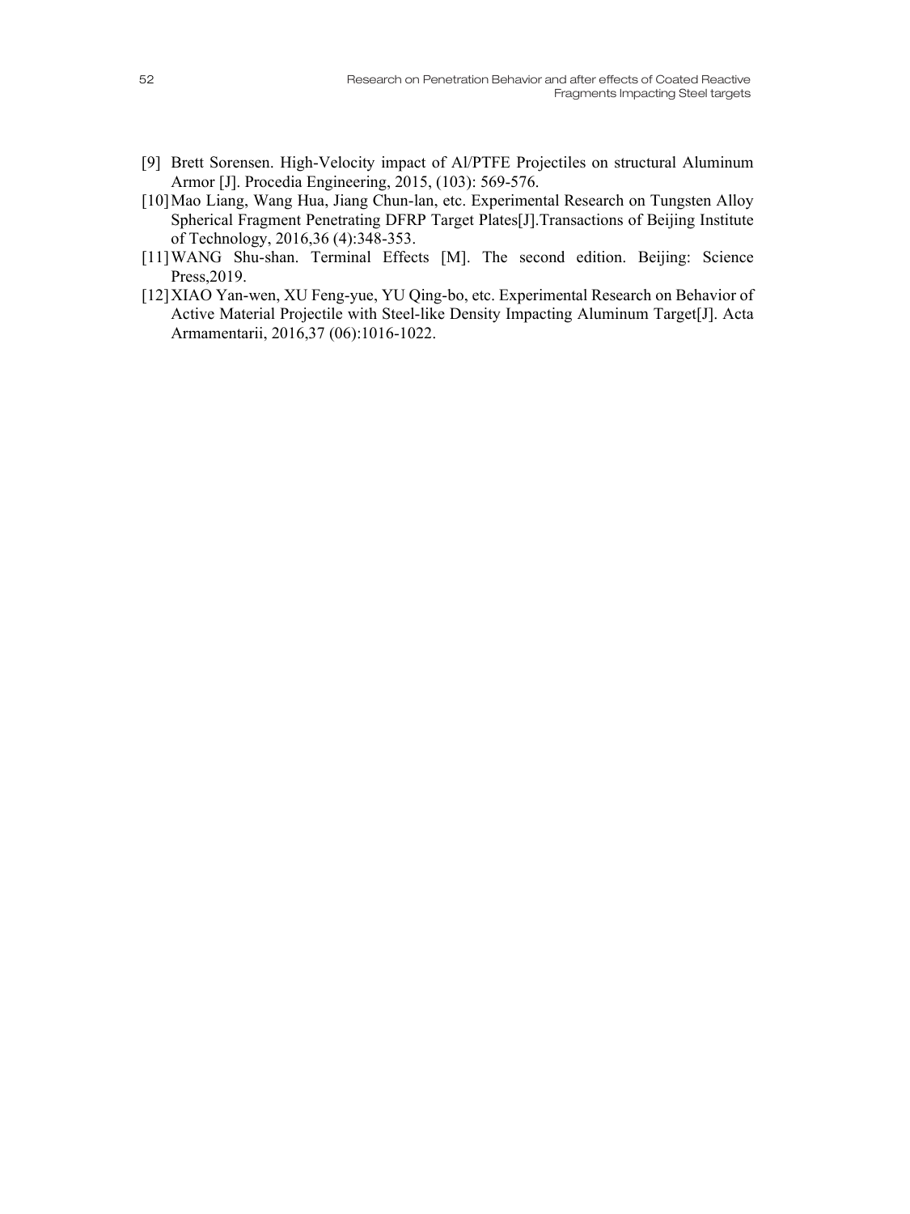[9] Brett Sorensen. High-Velocity impact of Al/PTFE Projectiles on structural Aluminum Armor [J]. Procedia Engineering, 2015, (103): 569-576.

[10] Mao Liang, Wang Hua, Jiang Chun-lan, etc. Experimental Research on Tungsten Alloy Spherical Fragment Penetrating DFRP Target Plates[J].Transactions of Beijing Institute of Technology, 2016,36 (4):348-353.

[11] WANG Shu-shan. Terminal Effects [M]. The second edition. Beijing: Science Press,2019.

[12] XIAO Yan-wen, XU Feng-yue, YU Qing-bo, etc. Experimental Research on Behavior of Active Material Projectile with Steel-like Density Impacting Aluminum Target[J]. Acta Armamentarii, 2016,37 (06):1016-1022.